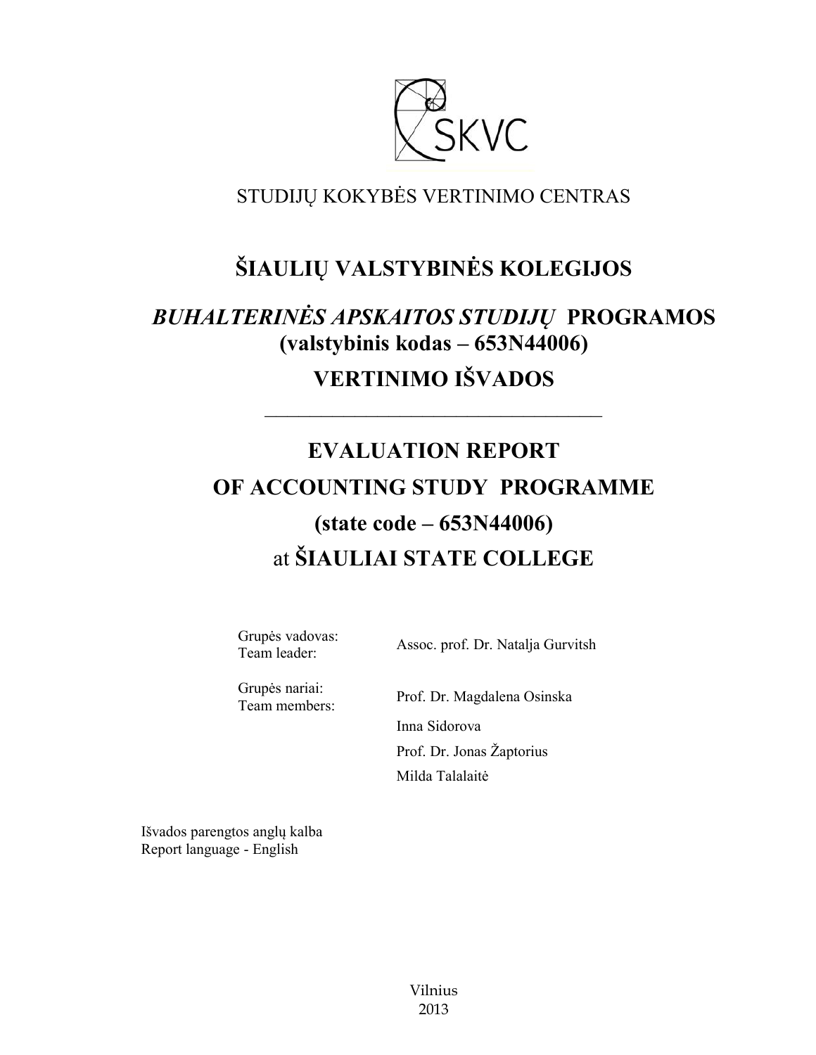SKVC

STUDIJŲ KOKYBĖS VERTINIMO CENTRAS

# ŠIAULIŲ VALSTYBINĖS KOLEGIJOS

## *BUHALTERINĖS APSKAITOS STUDIJŲ* PROGRAMOS (valstybinis kodas – 653N44006) VERTINIMO IŠVADOS

---

# EVALUATION REPORT OF ACCOUNTING STUDY PROGRAMME (state code – 653N44006) at ŠIAULIAI STATE COLLEGE

| | |
|---|---|
| Grupės vadovas:<br>Team leader: | Assoc. prof. Dr. Natalja Gurvitsh |
| Grupės nariai:<br>Team members: | Prof. Dr. Magdalena Osinska |
| | Inna Sidorova |
| | Prof. Dr. Jonas Žaptorius |
| | Milda Talalaitė |

Išvados parengtos anglų kalba
Report language - English

Vilnius
2013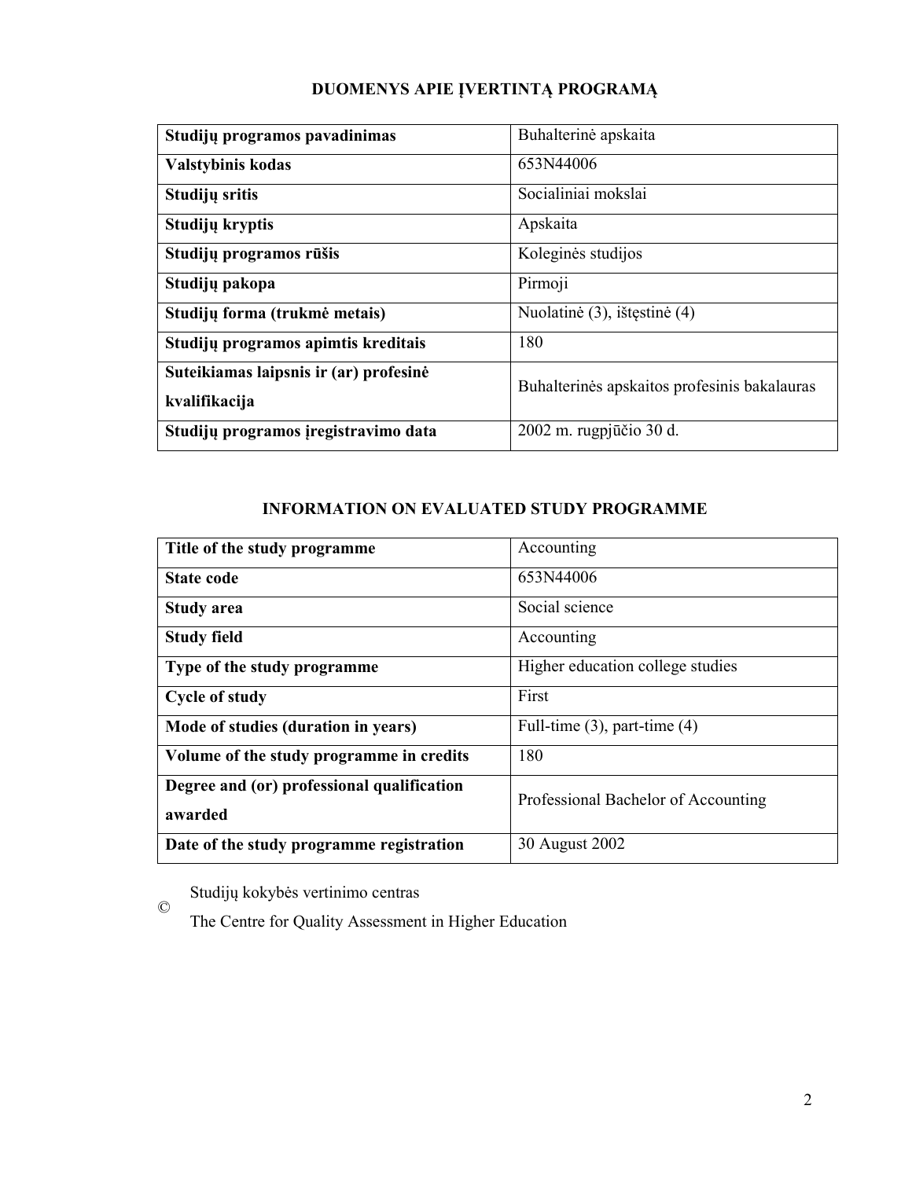## DUOMENYS APIE ĮVERTINTĄ PROGRAMĄ

| | |
|---|---|
| **Studijų programos pavadinimas** | Buhalterinė apskaita |
| **Valstybinis kodas** | 653N44006 |
| **Studijų sritis** | Socialiniai mokslai |
| **Studijų kryptis** | Apskaita |
| **Studijų programos rūšis** | Koleginės studijos |
| **Studijų pakopa** | Pirmoji |
| **Studijų forma (trukmė metais)** | Nuolatinė (3), ištęstinė (4) |
| **Studijų programos apimtis kreditais** | 180 |
| **Suteikiamas laipsnis ir (ar) profesinė kvalifikacija** | Buhalterinės apskaitos profesinis bakalauras |
| **Studijų programos įregistravimo data** | 2002 m. rugpjūčio 30 d. |

## INFORMATION ON EVALUATED STUDY PROGRAMME

| | |
|---|---|
| **Title of the study programme** | Accounting |
| **State code** | 653N44006 |
| **Study area** | Social science |
| **Study field** | Accounting |
| **Type of the study programme** | Higher education college studies |
| **Cycle of study** | First |
| **Mode of studies (duration in years)** | Full-time (3), part-time (4) |
| **Volume of the study programme in credits** | 180 |
| **Degree and (or) professional qualification awarded** | Professional Bachelor of Accounting |
| **Date of the study programme registration** | 30 August 2002 |

© Studijų kokybės vertinimo centras
The Centre for Quality Assessment in Higher Education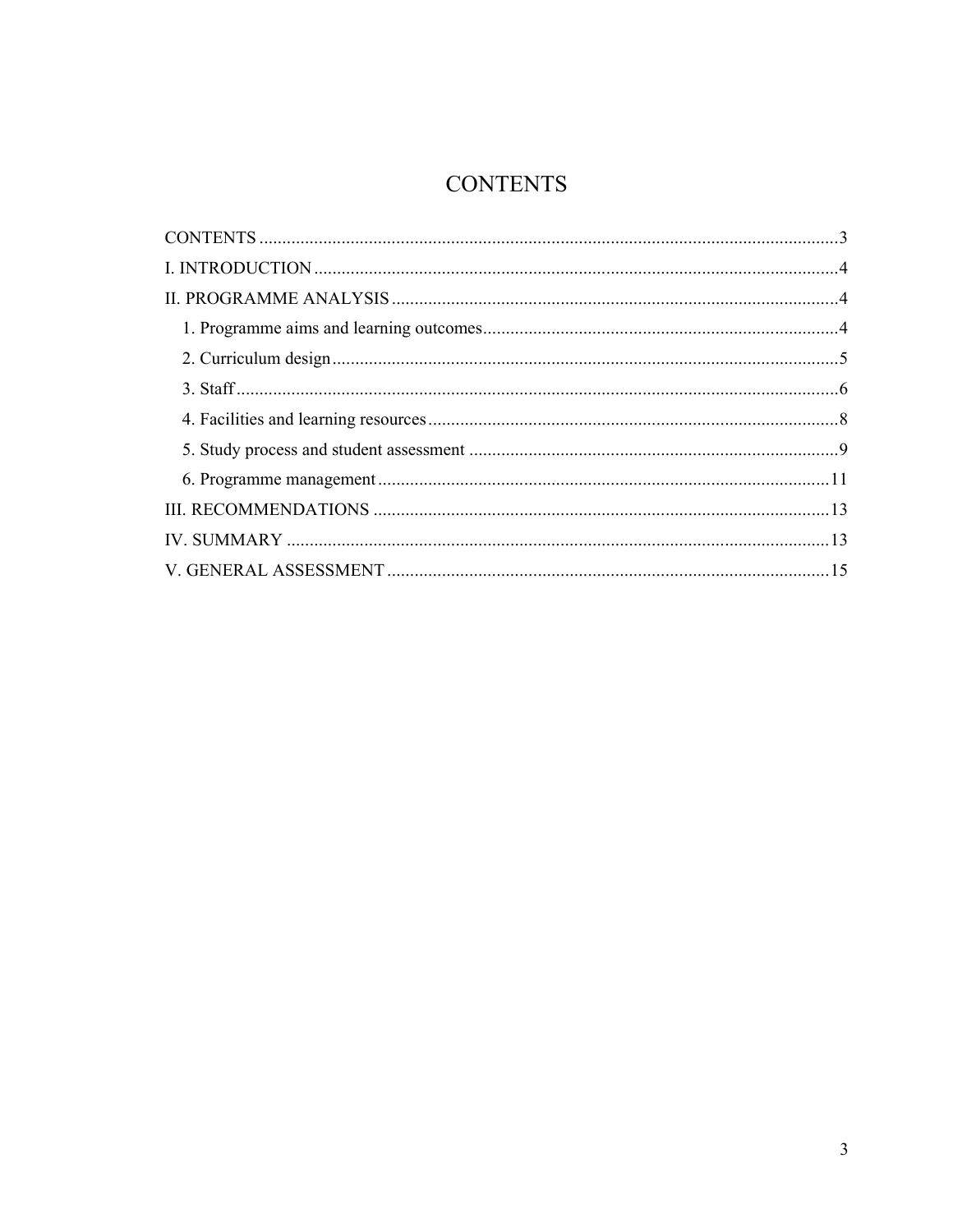# CONTENTS

CONTENTS ..... 3
I. INTRODUCTION ..... 4
II. PROGRAMME ANALYSIS ..... 4
  1. Programme aims and learning outcomes ..... 4
  2. Curriculum design ..... 5
  3. Staff ..... 6
  4. Facilities and learning resources ..... 8
  5. Study process and student assessment ..... 9
  6. Programme management ..... 11
III. RECOMMENDATIONS ..... 13
IV. SUMMARY ..... 13
V. GENERAL ASSESSMENT ..... 15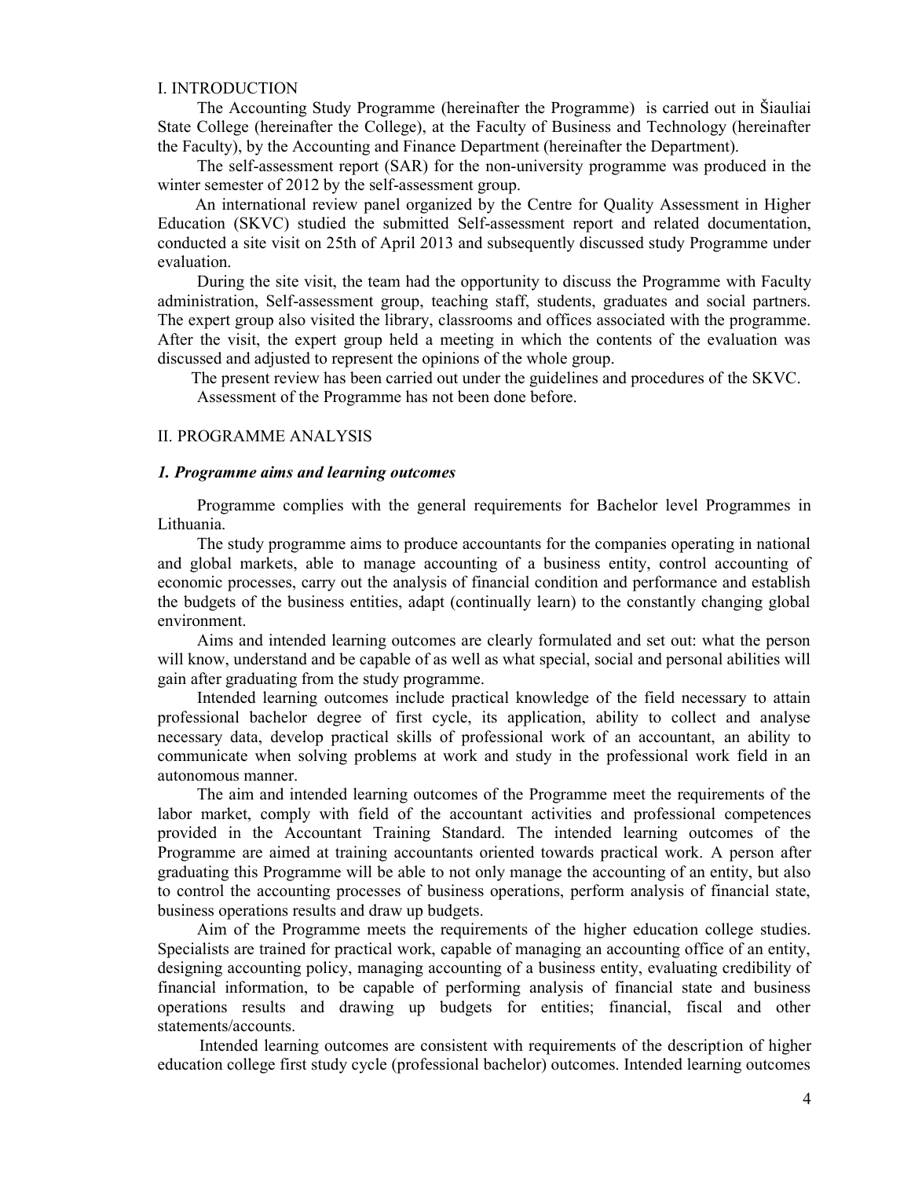I. INTRODUCTION

The Accounting Study Programme (hereinafter the Programme) is carried out in Šiauliai State College (hereinafter the College), at the Faculty of Business and Technology (hereinafter the Faculty), by the Accounting and Finance Department (hereinafter the Department).

The self-assessment report (SAR) for the non-university programme was produced in the winter semester of 2012 by the self-assessment group.

An international review panel organized by the Centre for Quality Assessment in Higher Education (SKVC) studied the submitted Self-assessment report and related documentation, conducted a site visit on 25th of April 2013 and subsequently discussed study Programme under evaluation.

During the site visit, the team had the opportunity to discuss the Programme with Faculty administration, Self-assessment group, teaching staff, students, graduates and social partners. The expert group also visited the library, classrooms and offices associated with the programme. After the visit, the expert group held a meeting in which the contents of the evaluation was discussed and adjusted to represent the opinions of the whole group.

The present review has been carried out under the guidelines and procedures of the SKVC.

Assessment of the Programme has not been done before.

II. PROGRAMME ANALYSIS

***1. Programme aims and learning outcomes***

Programme complies with the general requirements for Bachelor level Programmes in Lithuania.

The study programme aims to produce accountants for the companies operating in national and global markets, able to manage accounting of a business entity, control accounting of economic processes, carry out the analysis of financial condition and performance and establish the budgets of the business entities, adapt (continually learn) to the constantly changing global environment.

Aims and intended learning outcomes are clearly formulated and set out: what the person will know, understand and be capable of as well as what special, social and personal abilities will gain after graduating from the study programme.

Intended learning outcomes include practical knowledge of the field necessary to attain professional bachelor degree of first cycle, its application, ability to collect and analyse necessary data, develop practical skills of professional work of an accountant, an ability to communicate when solving problems at work and study in the professional work field in an autonomous manner.

The aim and intended learning outcomes of the Programme meet the requirements of the labor market, comply with field of the accountant activities and professional competences provided in the Accountant Training Standard. The intended learning outcomes of the Programme are aimed at training accountants oriented towards practical work. A person after graduating this Programme will be able to not only manage the accounting of an entity, but also to control the accounting processes of business operations, perform analysis of financial state, business operations results and draw up budgets.

Aim of the Programme meets the requirements of the higher education college studies. Specialists are trained for practical work, capable of managing an accounting office of an entity, designing accounting policy, managing accounting of a business entity, evaluating credibility of financial information, to be capable of performing analysis of financial state and business operations results and drawing up budgets for entities; financial, fiscal and other statements/accounts.

Intended learning outcomes are consistent with requirements of the description of higher education college first study cycle (professional bachelor) outcomes. Intended learning outcomes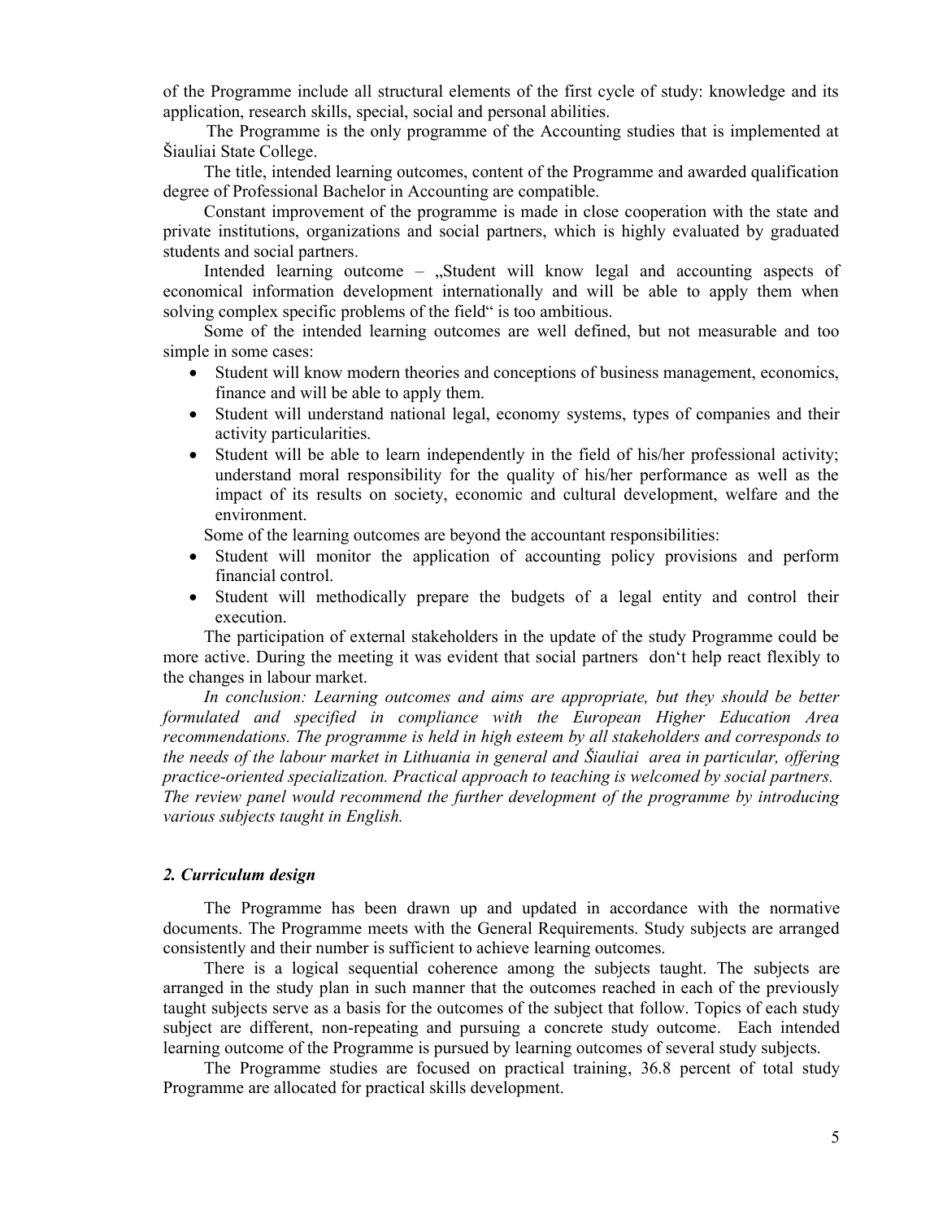of the Programme include all structural elements of the first cycle of study: knowledge and its application, research skills, special, social and personal abilities.

The Programme is the only programme of the Accounting studies that is implemented at Šiauliai State College.

The title, intended learning outcomes, content of the Programme and awarded qualification degree of Professional Bachelor in Accounting are compatible.

Constant improvement of the programme is made in close cooperation with the state and private institutions, organizations and social partners, which is highly evaluated by graduated students and social partners.

Intended learning outcome – „Student will know legal and accounting aspects of economical information development internationally and will be able to apply them when solving complex specific problems of the field“ is too ambitious.

Some of the intended learning outcomes are well defined, but not measurable and too simple in some cases:

- Student will know modern theories and conceptions of business management, economics, finance and will be able to apply them.
- Student will understand national legal, economy systems, types of companies and their activity particularities.
- Student will be able to learn independently in the field of his/her professional activity; understand moral responsibility for the quality of his/her performance as well as the impact of its results on society, economic and cultural development, welfare and the environment.

Some of the learning outcomes are beyond the accountant responsibilities:

- Student will monitor the application of accounting policy provisions and perform financial control.
- Student will methodically prepare the budgets of a legal entity and control their execution.

The participation of external stakeholders in the update of the study Programme could be more active. During the meeting it was evident that social partners don‘t help react flexibly to the changes in labour market.

*In conclusion: Learning outcomes and aims are appropriate, but they should be better formulated and specified in compliance with the European Higher Education Area recommendations. The programme is held in high esteem by all stakeholders and corresponds to the needs of the labour market in Lithuania in general and Šiauliai area in particular, offering practice-oriented specialization. Practical approach to teaching is welcomed by social partners. The review panel would recommend the further development of the programme by introducing various subjects taught in English.*

### *2. Curriculum design*

The Programme has been drawn up and updated in accordance with the normative documents. The Programme meets with the General Requirements. Study subjects are arranged consistently and their number is sufficient to achieve learning outcomes.

There is a logical sequential coherence among the subjects taught. The subjects are arranged in the study plan in such manner that the outcomes reached in each of the previously taught subjects serve as a basis for the outcomes of the subject that follow. Topics of each study subject are different, non-repeating and pursuing a concrete study outcome. Each intended learning outcome of the Programme is pursued by learning outcomes of several study subjects.

The Programme studies are focused on practical training, 36.8 percent of total study Programme are allocated for practical skills development.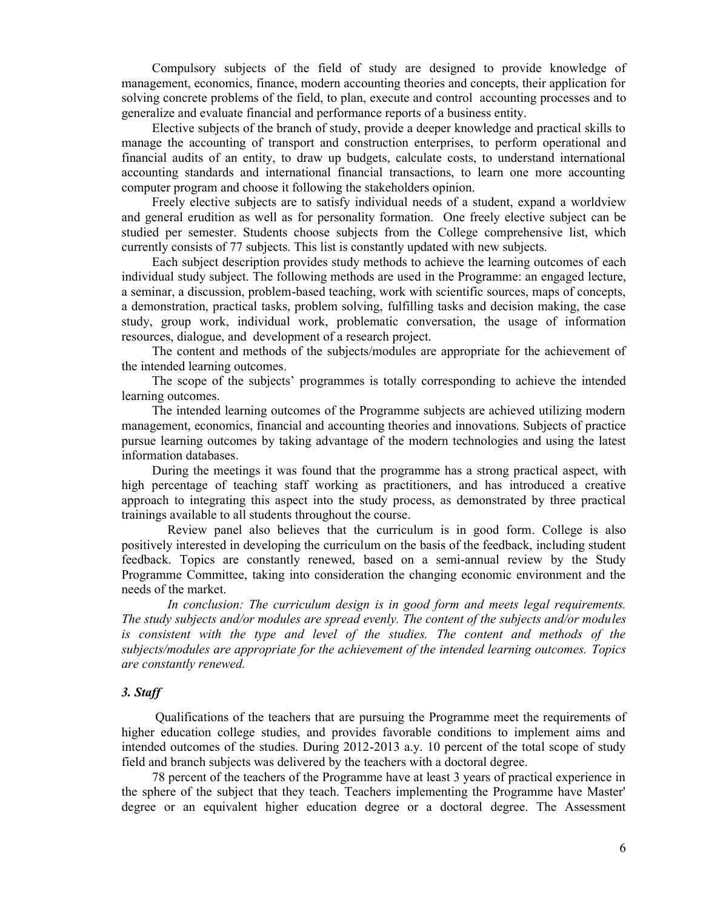Compulsory subjects of the field of study are designed to provide knowledge of management, economics, finance, modern accounting theories and concepts, their application for solving concrete problems of the field, to plan, execute and control accounting processes and to generalize and evaluate financial and performance reports of a business entity.

Elective subjects of the branch of study, provide a deeper knowledge and practical skills to manage the accounting of transport and construction enterprises, to perform operational and financial audits of an entity, to draw up budgets, calculate costs, to understand international accounting standards and international financial transactions, to learn one more accounting computer program and choose it following the stakeholders opinion.

Freely elective subjects are to satisfy individual needs of a student, expand a worldview and general erudition as well as for personality formation. One freely elective subject can be studied per semester. Students choose subjects from the College comprehensive list, which currently consists of 77 subjects. This list is constantly updated with new subjects.

Each subject description provides study methods to achieve the learning outcomes of each individual study subject. The following methods are used in the Programme: an engaged lecture, a seminar, a discussion, problem-based teaching, work with scientific sources, maps of concepts, a demonstration, practical tasks, problem solving, fulfilling tasks and decision making, the case study, group work, individual work, problematic conversation, the usage of information resources, dialogue, and development of a research project.

The content and methods of the subjects/modules are appropriate for the achievement of the intended learning outcomes.

The scope of the subjects' programmes is totally corresponding to achieve the intended learning outcomes.

The intended learning outcomes of the Programme subjects are achieved utilizing modern management, economics, financial and accounting theories and innovations. Subjects of practice pursue learning outcomes by taking advantage of the modern technologies and using the latest information databases.

During the meetings it was found that the programme has a strong practical aspect, with high percentage of teaching staff working as practitioners, and has introduced a creative approach to integrating this aspect into the study process, as demonstrated by three practical trainings available to all students throughout the course.

Review panel also believes that the curriculum is in good form. College is also positively interested in developing the curriculum on the basis of the feedback, including student feedback. Topics are constantly renewed, based on a semi-annual review by the Study Programme Committee, taking into consideration the changing economic environment and the needs of the market.

*In conclusion: The curriculum design is in good form and meets legal requirements. The study subjects and/or modules are spread evenly. The content of the subjects and/or modules is consistent with the type and level of the studies. The content and methods of the subjects/modules are appropriate for the achievement of the intended learning outcomes. Topics are constantly renewed.*

### *3. Staff*

Qualifications of the teachers that are pursuing the Programme meet the requirements of higher education college studies, and provides favorable conditions to implement aims and intended outcomes of the studies. During 2012-2013 a.y. 10 percent of the total scope of study field and branch subjects was delivered by the teachers with a doctoral degree.

78 percent of the teachers of the Programme have at least 3 years of practical experience in the sphere of the subject that they teach. Teachers implementing the Programme have Master' degree or an equivalent higher education degree or a doctoral degree. The Assessment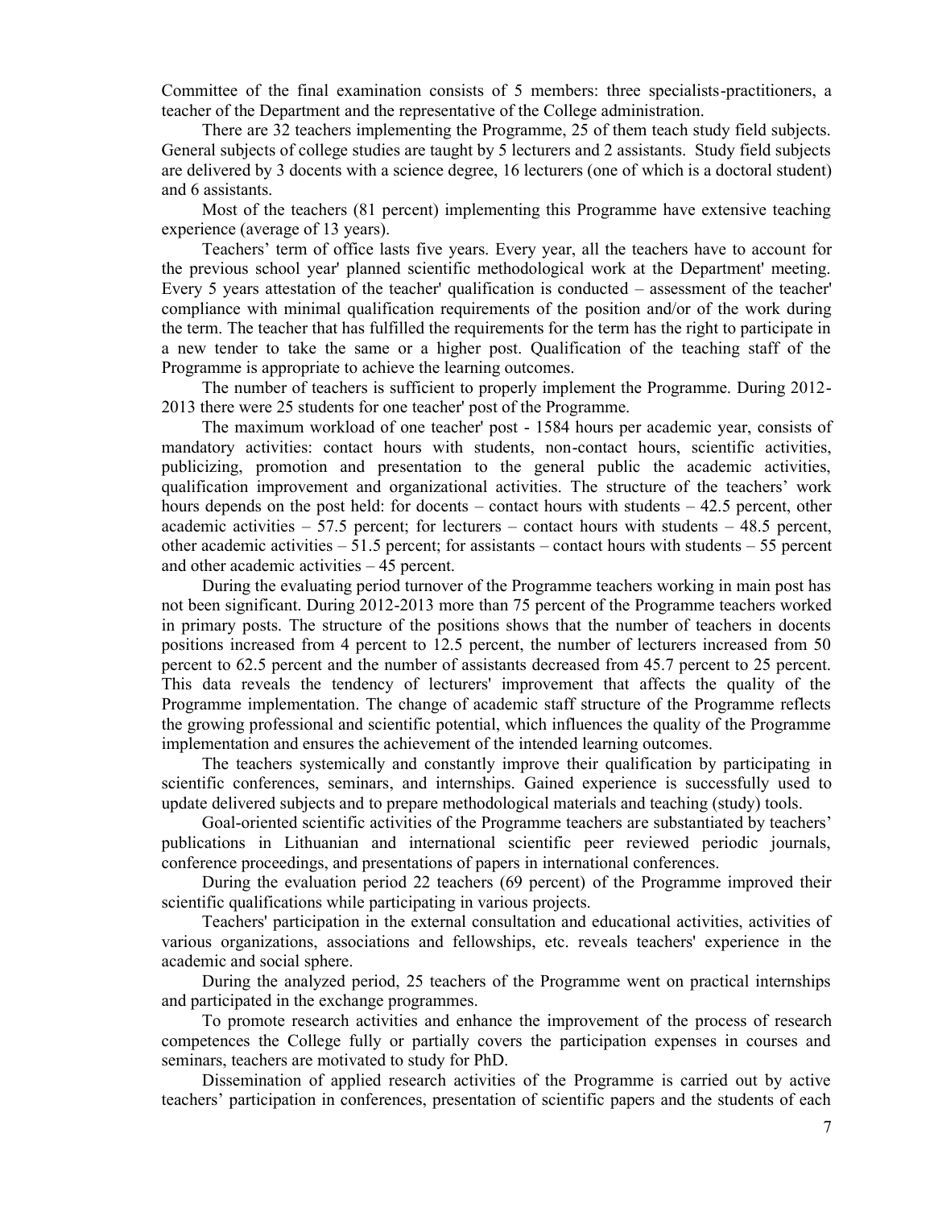Committee of the final examination consists of 5 members: three specialists-practitioners, a teacher of the Department and the representative of the College administration.

There are 32 teachers implementing the Programme, 25 of them teach study field subjects. General subjects of college studies are taught by 5 lecturers and 2 assistants. Study field subjects are delivered by 3 docents with a science degree, 16 lecturers (one of which is a doctoral student) and 6 assistants.

Most of the teachers (81 percent) implementing this Programme have extensive teaching experience (average of 13 years).

Teachers' term of office lasts five years. Every year, all the teachers have to account for the previous school year' planned scientific methodological work at the Department' meeting. Every 5 years attestation of the teacher' qualification is conducted – assessment of the teacher' compliance with minimal qualification requirements of the position and/or of the work during the term. The teacher that has fulfilled the requirements for the term has the right to participate in a new tender to take the same or a higher post. Qualification of the teaching staff of the Programme is appropriate to achieve the learning outcomes.

The number of teachers is sufficient to properly implement the Programme. During 2012-2013 there were 25 students for one teacher' post of the Programme.

The maximum workload of one teacher' post - 1584 hours per academic year, consists of mandatory activities: contact hours with students, non-contact hours, scientific activities, publicizing, promotion and presentation to the general public the academic activities, qualification improvement and organizational activities. The structure of the teachers' work hours depends on the post held: for docents – contact hours with students – 42.5 percent, other academic activities – 57.5 percent; for lecturers – contact hours with students – 48.5 percent, other academic activities – 51.5 percent; for assistants – contact hours with students – 55 percent and other academic activities – 45 percent.

During the evaluating period turnover of the Programme teachers working in main post has not been significant. During 2012-2013 more than 75 percent of the Programme teachers worked in primary posts. The structure of the positions shows that the number of teachers in docents positions increased from 4 percent to 12.5 percent, the number of lecturers increased from 50 percent to 62.5 percent and the number of assistants decreased from 45.7 percent to 25 percent. This data reveals the tendency of lecturers' improvement that affects the quality of the Programme implementation. The change of academic staff structure of the Programme reflects the growing professional and scientific potential, which influences the quality of the Programme implementation and ensures the achievement of the intended learning outcomes.

The teachers systemically and constantly improve their qualification by participating in scientific conferences, seminars, and internships. Gained experience is successfully used to update delivered subjects and to prepare methodological materials and teaching (study) tools.

Goal-oriented scientific activities of the Programme teachers are substantiated by teachers' publications in Lithuanian and international scientific peer reviewed periodic journals, conference proceedings, and presentations of papers in international conferences.

During the evaluation period 22 teachers (69 percent) of the Programme improved their scientific qualifications while participating in various projects.

Teachers' participation in the external consultation and educational activities, activities of various organizations, associations and fellowships, etc. reveals teachers' experience in the academic and social sphere.

During the analyzed period, 25 teachers of the Programme went on practical internships and participated in the exchange programmes.

To promote research activities and enhance the improvement of the process of research competences the College fully or partially covers the participation expenses in courses and seminars, teachers are motivated to study for PhD.

Dissemination of applied research activities of the Programme is carried out by active teachers' participation in conferences, presentation of scientific papers and the students of each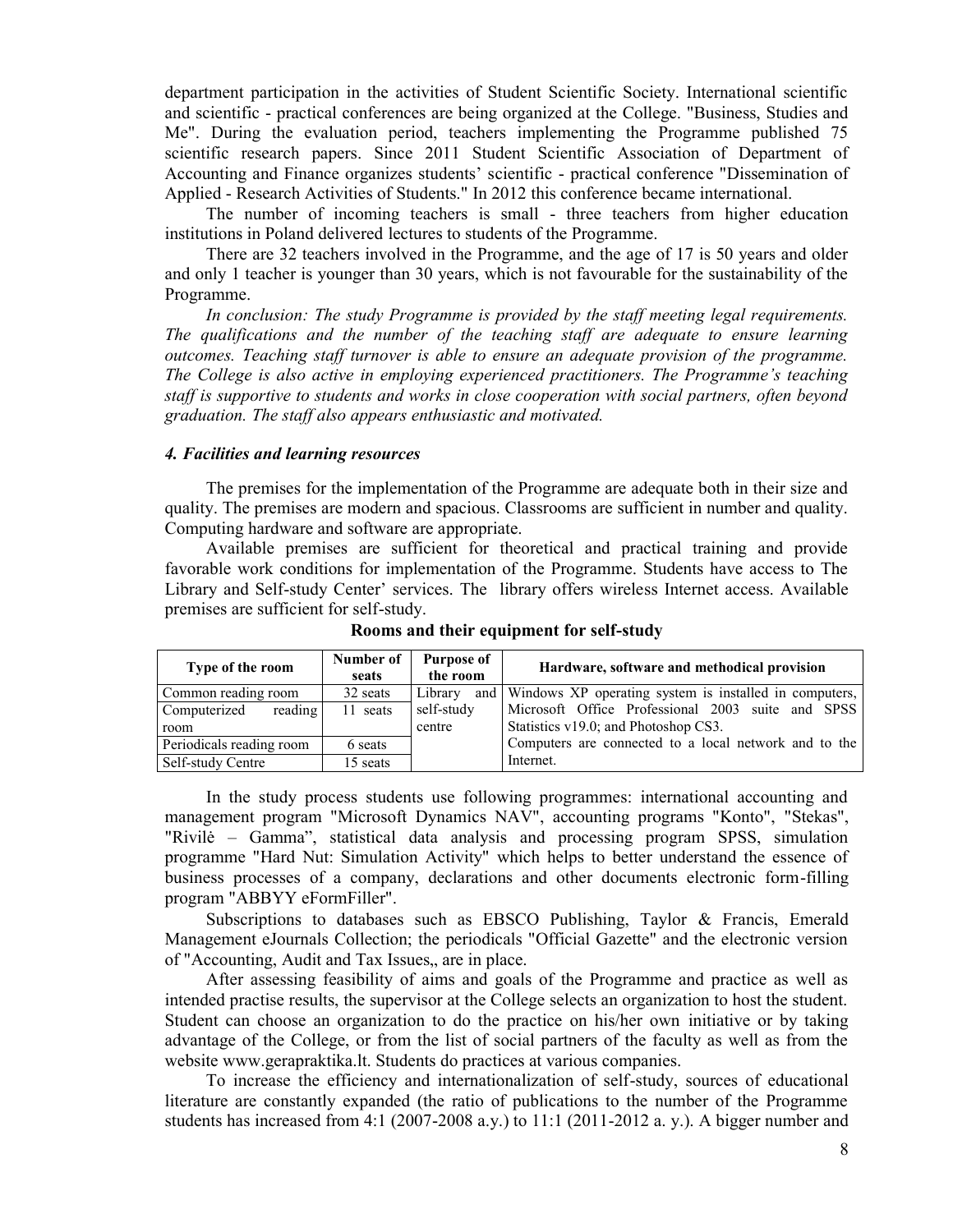department participation in the activities of Student Scientific Society. International scientific and scientific - practical conferences are being organized at the College. "Business, Studies and Me". During the evaluation period, teachers implementing the Programme published 75 scientific research papers. Since 2011 Student Scientific Association of Department of Accounting and Finance organizes students' scientific - practical conference "Dissemination of Applied - Research Activities of Students." In 2012 this conference became international.

The number of incoming teachers is small - three teachers from higher education institutions in Poland delivered lectures to students of the Programme.

There are 32 teachers involved in the Programme, and the age of 17 is 50 years and older and only 1 teacher is younger than 30 years, which is not favourable for the sustainability of the Programme.

*In conclusion: The study Programme is provided by the staff meeting legal requirements. The qualifications and the number of the teaching staff are adequate to ensure learning outcomes. Teaching staff turnover is able to ensure an adequate provision of the programme. The College is also active in employing experienced practitioners. The Programme's teaching staff is supportive to students and works in close cooperation with social partners, often beyond graduation. The staff also appears enthusiastic and motivated.*

### *4. Facilities and learning resources*

The premises for the implementation of the Programme are adequate both in their size and quality. The premises are modern and spacious. Classrooms are sufficient in number and quality. Computing hardware and software are appropriate.

Available premises are sufficient for theoretical and practical training and provide favorable work conditions for implementation of the Programme. Students have access to The Library and Self-study Center' services. The library offers wireless Internet access. Available premises are sufficient for self-study.

**Rooms and their equipment for self-study**

| Type of the room | Number of seats | Purpose of the room | Hardware, software and methodical provision |
|---|---|---|---|
| Common reading room | 32 seats | Library and self-study centre | Windows XP operating system is installed in computers, Microsoft Office Professional 2003 suite and SPSS Statistics v19.0; and Photoshop CS3. Computers are connected to a local network and to the Internet. |
| Computerized reading room | 11 seats | | |
| Periodicals reading room | 6 seats | | |
| Self-study Centre | 15 seats | | |

In the study process students use following programmes: international accounting and management program "Microsoft Dynamics NAV", accounting programs "Konto", "Stekas", "Rivilė – Gamma", statistical data analysis and processing program SPSS, simulation programme "Hard Nut: Simulation Activity" which helps to better understand the essence of business processes of a company, declarations and other documents electronic form-filling program "ABBYY eFormFiller".

Subscriptions to databases such as EBSCO Publishing, Taylor & Francis, Emerald Management eJournals Collection; the periodicals "Official Gazette" and the electronic version of "Accounting, Audit and Tax Issues„ are in place.

After assessing feasibility of aims and goals of the Programme and practice as well as intended practise results, the supervisor at the College selects an organization to host the student. Student can choose an organization to do the practice on his/her own initiative or by taking advantage of the College, or from the list of social partners of the faculty as well as from the website www.gerapraktika.lt. Students do practices at various companies.

To increase the efficiency and internationalization of self-study, sources of educational literature are constantly expanded (the ratio of publications to the number of the Programme students has increased from 4:1 (2007-2008 a.y.) to 11:1 (2011-2012 a. y.). A bigger number and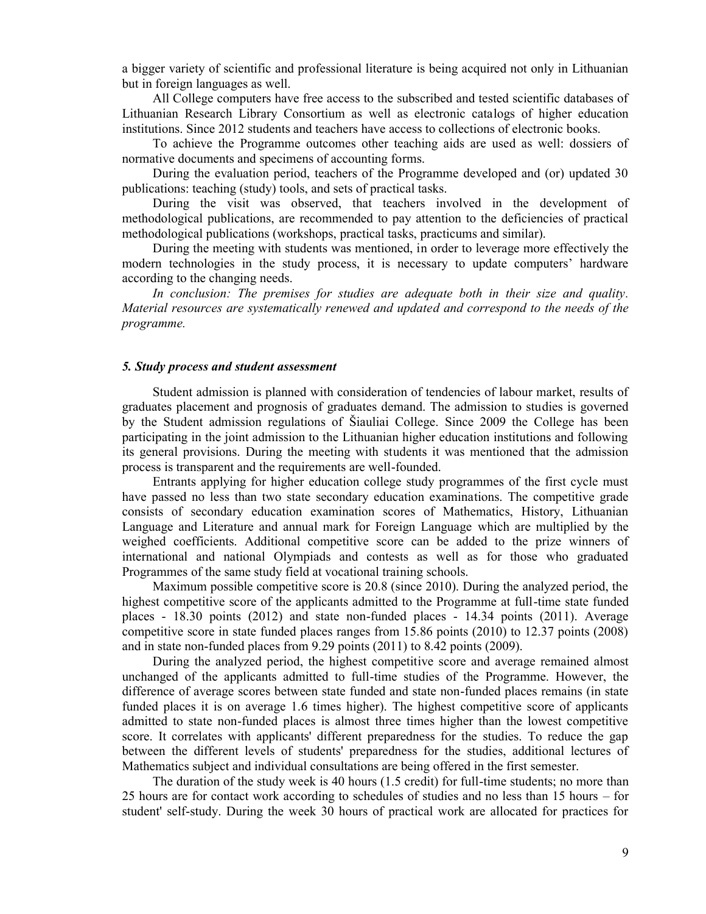a bigger variety of scientific and professional literature is being acquired not only in Lithuanian but in foreign languages as well.

All College computers have free access to the subscribed and tested scientific databases of Lithuanian Research Library Consortium as well as electronic catalogs of higher education institutions. Since 2012 students and teachers have access to collections of electronic books.

To achieve the Programme outcomes other teaching aids are used as well: dossiers of normative documents and specimens of accounting forms.

During the evaluation period, teachers of the Programme developed and (or) updated 30 publications: teaching (study) tools, and sets of practical tasks.

During the visit was observed, that teachers involved in the development of methodological publications, are recommended to pay attention to the deficiencies of practical methodological publications (workshops, practical tasks, practicums and similar).

During the meeting with students was mentioned, in order to leverage more effectively the modern technologies in the study process, it is necessary to update computers' hardware according to the changing needs.

*In conclusion: The premises for studies are adequate both in their size and quality. Material resources are systematically renewed and updated and correspond to the needs of the programme.*

### *5. Study process and student assessment*

Student admission is planned with consideration of tendencies of labour market, results of graduates placement and prognosis of graduates demand. The admission to studies is governed by the Student admission regulations of Šiauliai College. Since 2009 the College has been participating in the joint admission to the Lithuanian higher education institutions and following its general provisions. During the meeting with students it was mentioned that the admission process is transparent and the requirements are well-founded.

Entrants applying for higher education college study programmes of the first cycle must have passed no less than two state secondary education examinations. The competitive grade consists of secondary education examination scores of Mathematics, History, Lithuanian Language and Literature and annual mark for Foreign Language which are multiplied by the weighed coefficients. Additional competitive score can be added to the prize winners of international and national Olympiads and contests as well as for those who graduated Programmes of the same study field at vocational training schools.

Maximum possible competitive score is 20.8 (since 2010). During the analyzed period, the highest competitive score of the applicants admitted to the Programme at full-time state funded places - 18.30 points (2012) and state non-funded places - 14.34 points (2011). Average competitive score in state funded places ranges from 15.86 points (2010) to 12.37 points (2008) and in state non-funded places from 9.29 points (2011) to 8.42 points (2009).

During the analyzed period, the highest competitive score and average remained almost unchanged of the applicants admitted to full-time studies of the Programme. However, the difference of average scores between state funded and state non-funded places remains (in state funded places it is on average 1.6 times higher). The highest competitive score of applicants admitted to state non-funded places is almost three times higher than the lowest competitive score. It correlates with applicants' different preparedness for the studies. To reduce the gap between the different levels of students' preparedness for the studies, additional lectures of Mathematics subject and individual consultations are being offered in the first semester.

The duration of the study week is 40 hours (1.5 credit) for full-time students; no more than 25 hours are for contact work according to schedules of studies and no less than 15 hours – for student' self-study. During the week 30 hours of practical work are allocated for practices for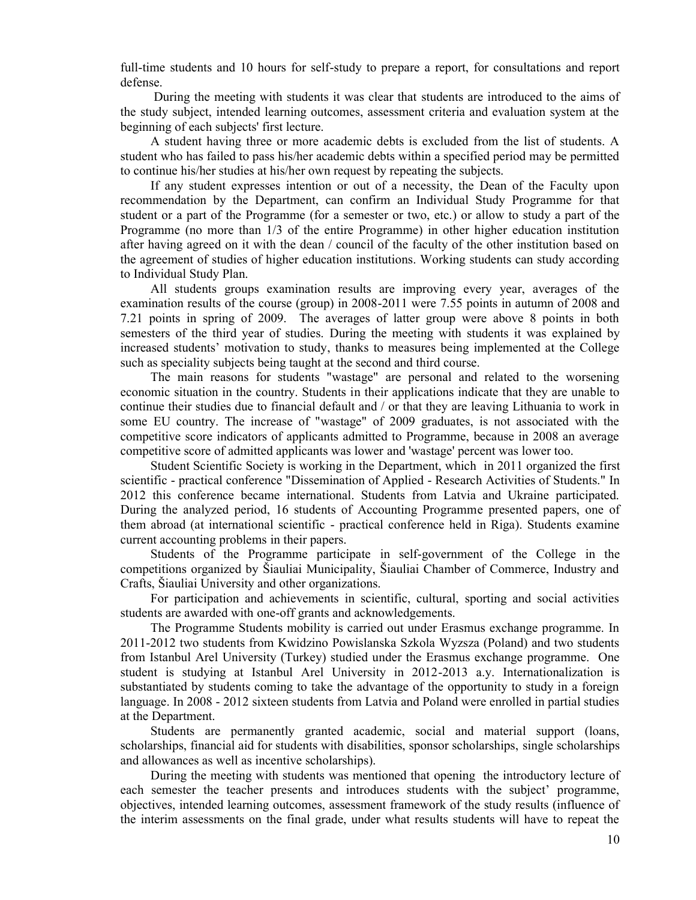full-time students and 10 hours for self-study to prepare a report, for consultations and report defense.

During the meeting with students it was clear that students are introduced to the aims of the study subject, intended learning outcomes, assessment criteria and evaluation system at the beginning of each subjects' first lecture.

A student having three or more academic debts is excluded from the list of students. A student who has failed to pass his/her academic debts within a specified period may be permitted to continue his/her studies at his/her own request by repeating the subjects.

If any student expresses intention or out of a necessity, the Dean of the Faculty upon recommendation by the Department, can confirm an Individual Study Programme for that student or a part of the Programme (for a semester or two, etc.) or allow to study a part of the Programme (no more than 1/3 of the entire Programme) in other higher education institution after having agreed on it with the dean / council of the faculty of the other institution based on the agreement of studies of higher education institutions. Working students can study according to Individual Study Plan.

All students groups examination results are improving every year, averages of the examination results of the course (group) in 2008-2011 were 7.55 points in autumn of 2008 and 7.21 points in spring of 2009. The averages of latter group were above 8 points in both semesters of the third year of studies. During the meeting with students it was explained by increased students' motivation to study, thanks to measures being implemented at the College such as speciality subjects being taught at the second and third course.

The main reasons for students "wastage" are personal and related to the worsening economic situation in the country. Students in their applications indicate that they are unable to continue their studies due to financial default and / or that they are leaving Lithuania to work in some EU country. The increase of "wastage" of 2009 graduates, is not associated with the competitive score indicators of applicants admitted to Programme, because in 2008 an average competitive score of admitted applicants was lower and 'wastage' percent was lower too.

Student Scientific Society is working in the Department, which in 2011 organized the first scientific - practical conference "Dissemination of Applied - Research Activities of Students." In 2012 this conference became international. Students from Latvia and Ukraine participated. During the analyzed period, 16 students of Accounting Programme presented papers, one of them abroad (at international scientific - practical conference held in Riga). Students examine current accounting problems in their papers.

Students of the Programme participate in self-government of the College in the competitions organized by Šiauliai Municipality, Šiauliai Chamber of Commerce, Industry and Crafts, Šiauliai University and other organizations.

For participation and achievements in scientific, cultural, sporting and social activities students are awarded with one-off grants and acknowledgements.

The Programme Students mobility is carried out under Erasmus exchange programme. In 2011-2012 two students from Kwidzino Powislanska Szkola Wyzsza (Poland) and two students from Istanbul Arel University (Turkey) studied under the Erasmus exchange programme. One student is studying at Istanbul Arel University in 2012-2013 a.y. Internationalization is substantiated by students coming to take the advantage of the opportunity to study in a foreign language. In 2008 - 2012 sixteen students from Latvia and Poland were enrolled in partial studies at the Department.

Students are permanently granted academic, social and material support (loans, scholarships, financial aid for students with disabilities, sponsor scholarships, single scholarships and allowances as well as incentive scholarships).

During the meeting with students was mentioned that opening the introductory lecture of each semester the teacher presents and introduces students with the subject' programme, objectives, intended learning outcomes, assessment framework of the study results (influence of the interim assessments on the final grade, under what results students will have to repeat the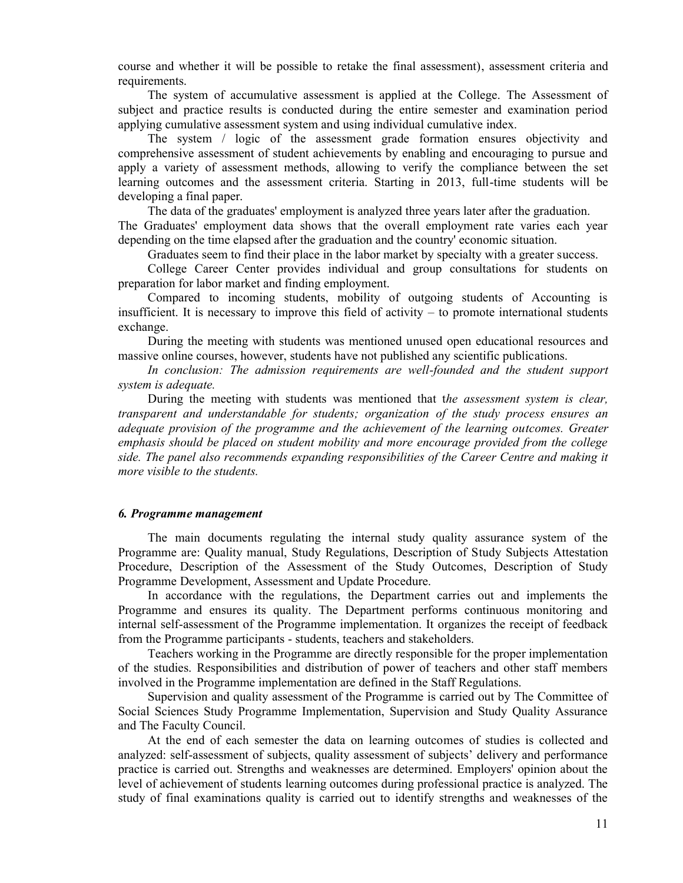course and whether it will be possible to retake the final assessment), assessment criteria and requirements.

The system of accumulative assessment is applied at the College. The Assessment of subject and practice results is conducted during the entire semester and examination period applying cumulative assessment system and using individual cumulative index.

The system / logic of the assessment grade formation ensures objectivity and comprehensive assessment of student achievements by enabling and encouraging to pursue and apply a variety of assessment methods, allowing to verify the compliance between the set learning outcomes and the assessment criteria. Starting in 2013, full-time students will be developing a final paper.

The data of the graduates' employment is analyzed three years later after the graduation. The Graduates' employment data shows that the overall employment rate varies each year depending on the time elapsed after the graduation and the country' economic situation.

Graduates seem to find their place in the labor market by specialty with a greater success.

College Career Center provides individual and group consultations for students on preparation for labor market and finding employment.

Compared to incoming students, mobility of outgoing students of Accounting is insufficient. It is necessary to improve this field of activity – to promote international students exchange.

During the meeting with students was mentioned unused open educational resources and massive online courses, however, students have not published any scientific publications.

*In conclusion: The admission requirements are well-founded and the student support system is adequate.*

During the meeting with students was mentioned that t*he assessment system is clear, transparent and understandable for students; organization of the study process ensures an adequate provision of the programme and the achievement of the learning outcomes. Greater emphasis should be placed on student mobility and more encourage provided from the college side. The panel also recommends expanding responsibilities of the Career Centre and making it more visible to the students.*

### *6. Programme management*

The main documents regulating the internal study quality assurance system of the Programme are: Quality manual, Study Regulations, Description of Study Subjects Attestation Procedure, Description of the Assessment of the Study Outcomes, Description of Study Programme Development, Assessment and Update Procedure.

In accordance with the regulations, the Department carries out and implements the Programme and ensures its quality. The Department performs continuous monitoring and internal self-assessment of the Programme implementation. It organizes the receipt of feedback from the Programme participants - students, teachers and stakeholders.

Teachers working in the Programme are directly responsible for the proper implementation of the studies. Responsibilities and distribution of power of teachers and other staff members involved in the Programme implementation are defined in the Staff Regulations.

Supervision and quality assessment of the Programme is carried out by The Committee of Social Sciences Study Programme Implementation, Supervision and Study Quality Assurance and The Faculty Council.

At the end of each semester the data on learning outcomes of studies is collected and analyzed: self-assessment of subjects, quality assessment of subjects' delivery and performance practice is carried out. Strengths and weaknesses are determined. Employers' opinion about the level of achievement of students learning outcomes during professional practice is analyzed. The study of final examinations quality is carried out to identify strengths and weaknesses of the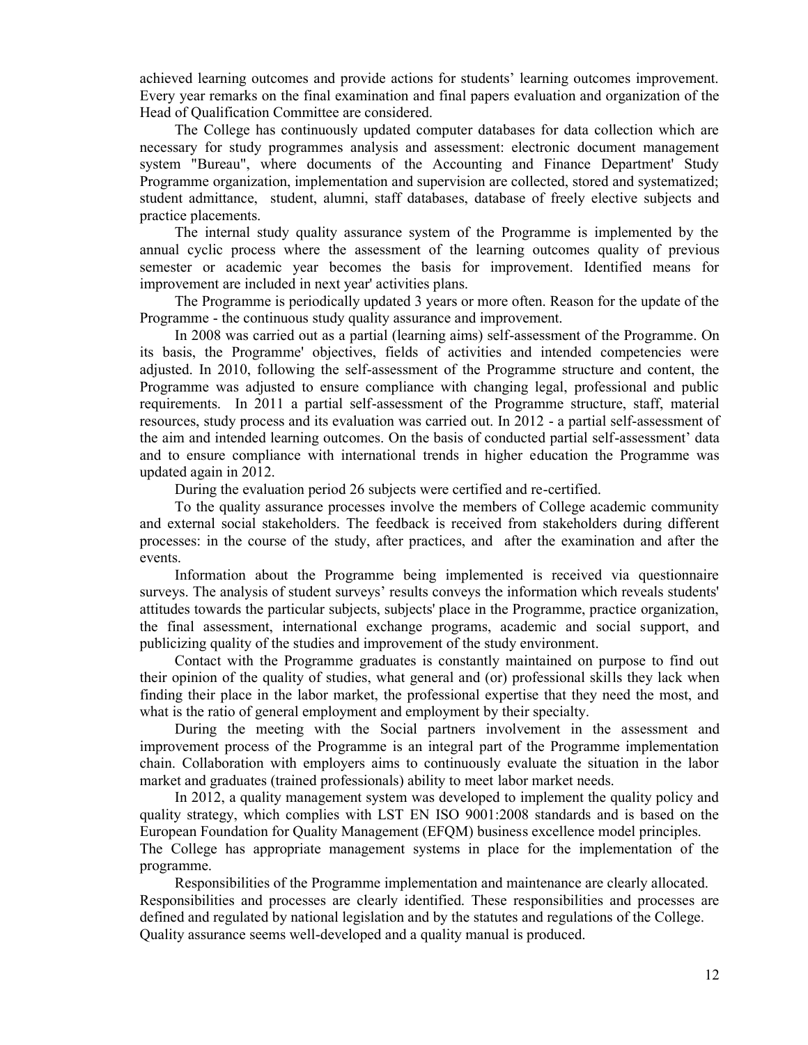achieved learning outcomes and provide actions for students' learning outcomes improvement. Every year remarks on the final examination and final papers evaluation and organization of the Head of Qualification Committee are considered.

The College has continuously updated computer databases for data collection which are necessary for study programmes analysis and assessment: electronic document management system "Bureau", where documents of the Accounting and Finance Department' Study Programme organization, implementation and supervision are collected, stored and systematized; student admittance, student, alumni, staff databases, database of freely elective subjects and practice placements.

The internal study quality assurance system of the Programme is implemented by the annual cyclic process where the assessment of the learning outcomes quality of previous semester or academic year becomes the basis for improvement. Identified means for improvement are included in next year' activities plans.

The Programme is periodically updated 3 years or more often. Reason for the update of the Programme - the continuous study quality assurance and improvement.

In 2008 was carried out as a partial (learning aims) self-assessment of the Programme. On its basis, the Programme' objectives, fields of activities and intended competencies were adjusted. In 2010, following the self-assessment of the Programme structure and content, the Programme was adjusted to ensure compliance with changing legal, professional and public requirements. In 2011 a partial self-assessment of the Programme structure, staff, material resources, study process and its evaluation was carried out. In 2012 - a partial self-assessment of the aim and intended learning outcomes. On the basis of conducted partial self-assessment' data and to ensure compliance with international trends in higher education the Programme was updated again in 2012.

During the evaluation period 26 subjects were certified and re-certified.

To the quality assurance processes involve the members of College academic community and external social stakeholders. The feedback is received from stakeholders during different processes: in the course of the study, after practices, and after the examination and after the events.

Information about the Programme being implemented is received via questionnaire surveys. The analysis of student surveys' results conveys the information which reveals students' attitudes towards the particular subjects, subjects' place in the Programme, practice organization, the final assessment, international exchange programs, academic and social support, and publicizing quality of the studies and improvement of the study environment.

Contact with the Programme graduates is constantly maintained on purpose to find out their opinion of the quality of studies, what general and (or) professional skills they lack when finding their place in the labor market, the professional expertise that they need the most, and what is the ratio of general employment and employment by their specialty.

During the meeting with the Social partners involvement in the assessment and improvement process of the Programme is an integral part of the Programme implementation chain. Collaboration with employers aims to continuously evaluate the situation in the labor market and graduates (trained professionals) ability to meet labor market needs.

In 2012, a quality management system was developed to implement the quality policy and quality strategy, which complies with LST EN ISO 9001:2008 standards and is based on the European Foundation for Quality Management (EFQM) business excellence model principles.
The College has appropriate management systems in place for the implementation of the programme.

Responsibilities of the Programme implementation and maintenance are clearly allocated. Responsibilities and processes are clearly identified. These responsibilities and processes are defined and regulated by national legislation and by the statutes and regulations of the College. Quality assurance seems well-developed and a quality manual is produced.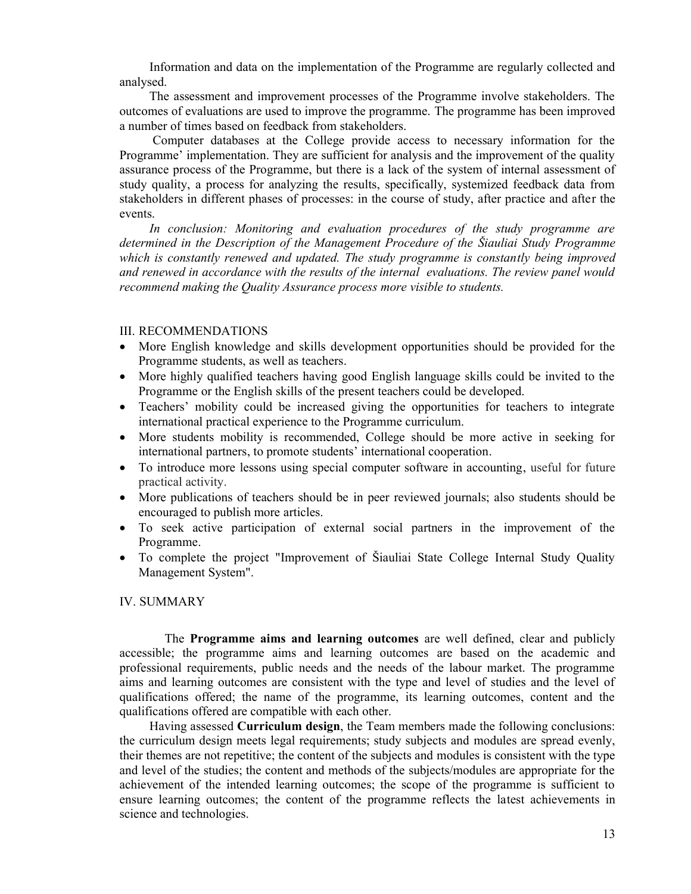Information and data on the implementation of the Programme are regularly collected and analysed.

The assessment and improvement processes of the Programme involve stakeholders. The outcomes of evaluations are used to improve the programme. The programme has been improved a number of times based on feedback from stakeholders.

Computer databases at the College provide access to necessary information for the Programme' implementation. They are sufficient for analysis and the improvement of the quality assurance process of the Programme, but there is a lack of the system of internal assessment of study quality, a process for analyzing the results, specifically, systemized feedback data from stakeholders in different phases of processes: in the course of study, after practice and after the events.

*In conclusion: Monitoring and evaluation procedures of the study programme are determined in the Description of the Management Procedure of the Šiauliai Study Programme which is constantly renewed and updated. The study programme is constantly being improved and renewed in accordance with the results of the internal evaluations. The review panel would recommend making the Quality Assurance process more visible to students.*

## III. RECOMMENDATIONS

- More English knowledge and skills development opportunities should be provided for the Programme students, as well as teachers.
- More highly qualified teachers having good English language skills could be invited to the Programme or the English skills of the present teachers could be developed.
- Teachers' mobility could be increased giving the opportunities for teachers to integrate international practical experience to the Programme curriculum.
- More students mobility is recommended, College should be more active in seeking for international partners, to promote students' international cooperation.
- To introduce more lessons using special computer software in accounting, useful for future practical activity.
- More publications of teachers should be in peer reviewed journals; also students should be encouraged to publish more articles.
- To seek active participation of external social partners in the improvement of the Programme.
- To complete the project "Improvement of Šiauliai State College Internal Study Quality Management System".

## IV. SUMMARY

The **Programme aims and learning outcomes** are well defined, clear and publicly accessible; the programme aims and learning outcomes are based on the academic and professional requirements, public needs and the needs of the labour market. The programme aims and learning outcomes are consistent with the type and level of studies and the level of qualifications offered; the name of the programme, its learning outcomes, content and the qualifications offered are compatible with each other.

Having assessed **Curriculum design**, the Team members made the following conclusions: the curriculum design meets legal requirements; study subjects and modules are spread evenly, their themes are not repetitive; the content of the subjects and modules is consistent with the type and level of the studies; the content and methods of the subjects/modules are appropriate for the achievement of the intended learning outcomes; the scope of the programme is sufficient to ensure learning outcomes; the content of the programme reflects the latest achievements in science and technologies.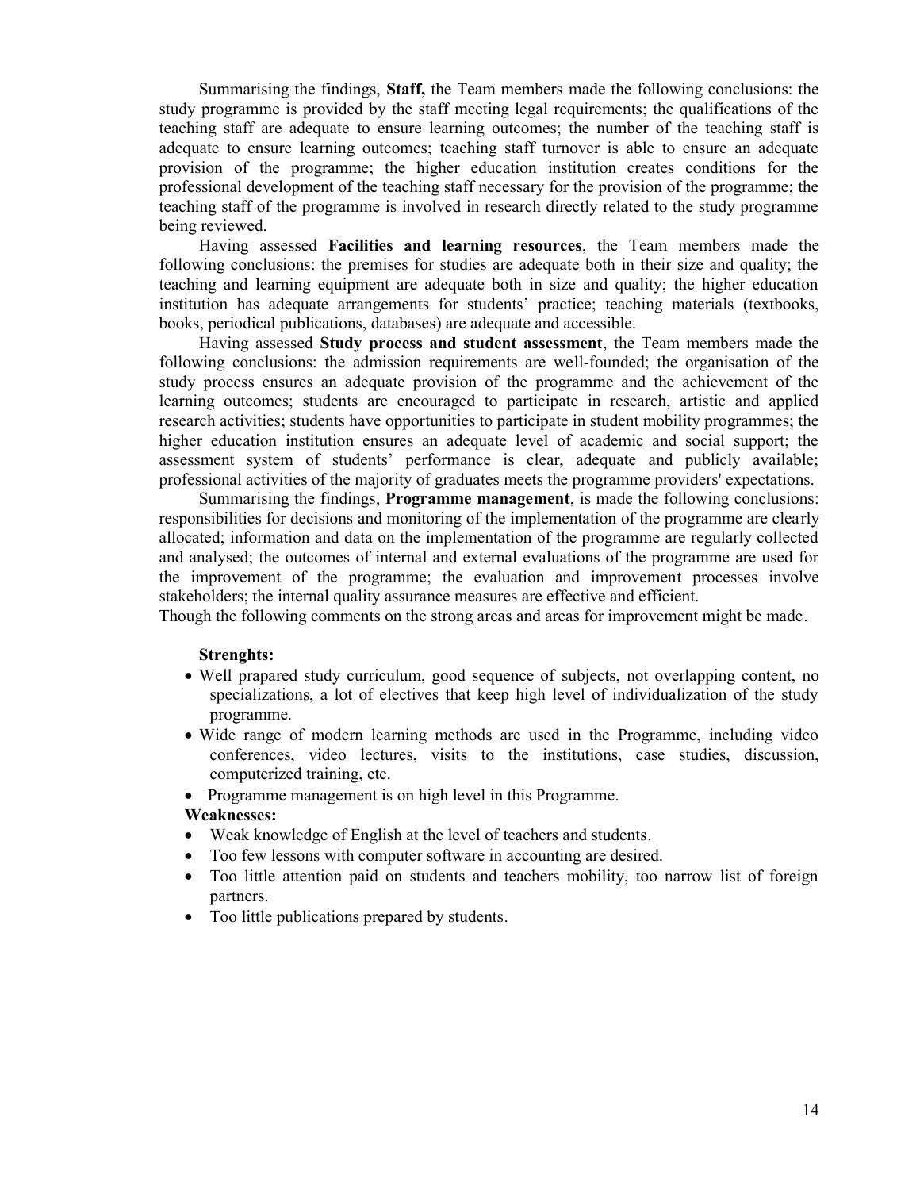Summarising the findings, **Staff,** the Team members made the following conclusions: the study programme is provided by the staff meeting legal requirements; the qualifications of the teaching staff are adequate to ensure learning outcomes; the number of the teaching staff is adequate to ensure learning outcomes; teaching staff turnover is able to ensure an adequate provision of the programme; the higher education institution creates conditions for the professional development of the teaching staff necessary for the provision of the programme; the teaching staff of the programme is involved in research directly related to the study programme being reviewed.

Having assessed **Facilities and learning resources**, the Team members made the following conclusions: the premises for studies are adequate both in their size and quality; the teaching and learning equipment are adequate both in size and quality; the higher education institution has adequate arrangements for students' practice; teaching materials (textbooks, books, periodical publications, databases) are adequate and accessible.

Having assessed **Study process and student assessment**, the Team members made the following conclusions: the admission requirements are well-founded; the organisation of the study process ensures an adequate provision of the programme and the achievement of the learning outcomes; students are encouraged to participate in research, artistic and applied research activities; students have opportunities to participate in student mobility programmes; the higher education institution ensures an adequate level of academic and social support; the assessment system of students' performance is clear, adequate and publicly available; professional activities of the majority of graduates meets the programme providers' expectations.

Summarising the findings, **Programme management**, is made the following conclusions: responsibilities for decisions and monitoring of the implementation of the programme are clearly allocated; information and data on the implementation of the programme are regularly collected and analysed; the outcomes of internal and external evaluations of the programme are used for the improvement of the programme; the evaluation and improvement processes involve stakeholders; the internal quality assurance measures are effective and efficient.

Though the following comments on the strong areas and areas for improvement might be made.

**Strenghts:**

- Well prapared study curriculum, good sequence of subjects, not overlapping content, no specializations, a lot of electives that keep high level of individualization of the study programme.
- Wide range of modern learning methods are used in the Programme, including video conferences, video lectures, visits to the institutions, case studies, discussion, computerized training, etc.
- Programme management is on high level in this Programme.

**Weaknesses:**

- Weak knowledge of English at the level of teachers and students.
- Too few lessons with computer software in accounting are desired.
- Too little attention paid on students and teachers mobility, too narrow list of foreign partners.
- Too little publications prepared by students.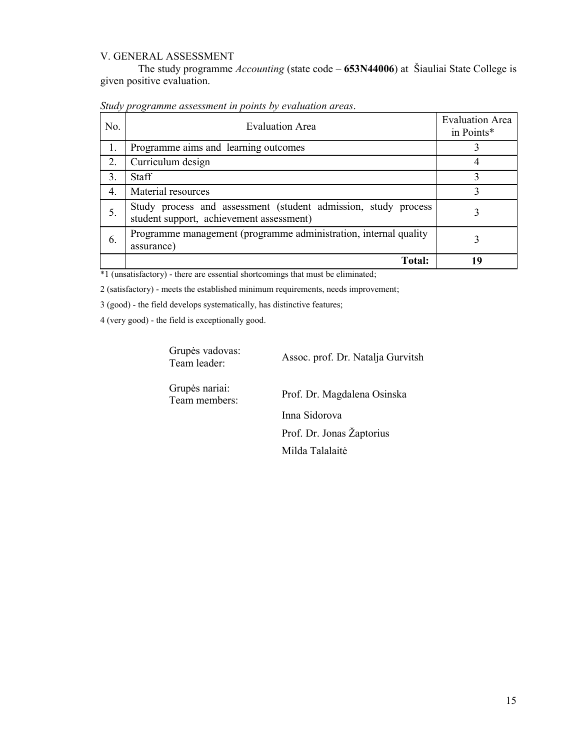## V. GENERAL ASSESSMENT

The study programme *Accounting* (state code – **653N44006**) at Šiauliai State College is given positive evaluation.

*Study programme assessment in points by evaluation areas*.

| No. | Evaluation Area | Evaluation Area in Points* |
|---|---|---|
| 1. | Programme aims and learning outcomes | 3 |
| 2. | Curriculum design | 4 |
| 3. | Staff | 3 |
| 4. | Material resources | 3 |
| 5. | Study process and assessment (student admission, study process student support, achievement assessment) | 3 |
| 6. | Programme management (programme administration, internal quality assurance) | 3 |
| | **Total:** | **19** |

*1 (unsatisfactory) - there are essential shortcomings that must be eliminated;

2 (satisfactory) - meets the established minimum requirements, needs improvement;

3 (good) - the field develops systematically, has distinctive features;

4 (very good) - the field is exceptionally good.

Grupės vadovas:
Team leader: Assoc. prof. Dr. Natalja Gurvitsh

Grupės nariai:
Team members: Prof. Dr. Magdalena Osinska

Inna Sidorova

Prof. Dr. Jonas Žaptorius

Milda Talalaitė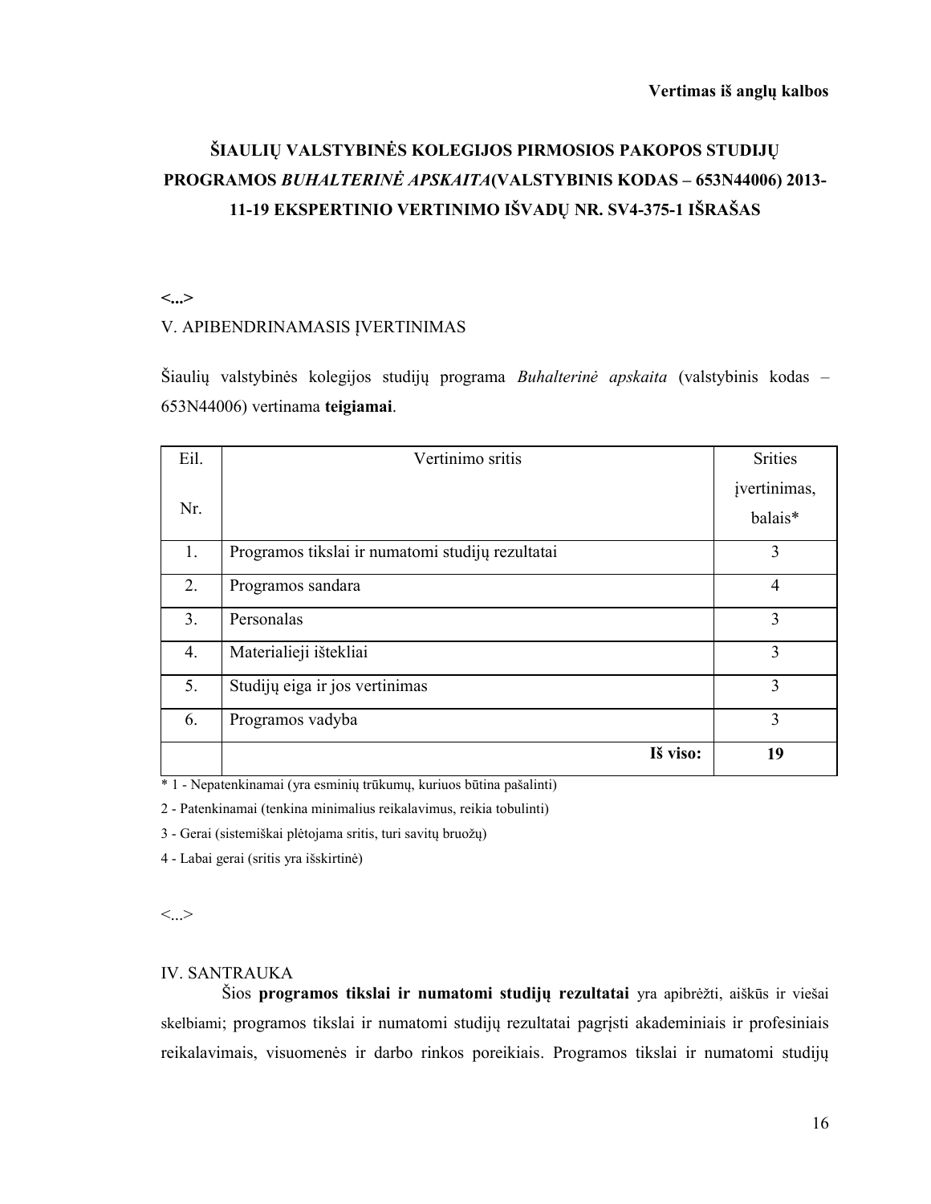**Vertimas iš anglų kalbos**

# ŠIAULIŲ VALSTYBINĖS KOLEGIJOS PIRMOSIOS PAKOPOS STUDIJŲ PROGRAMOS *BUHALTERINĖ APSKAITA*(VALSTYBINIS KODAS – 653N44006) 2013-11-19 EKSPERTINIO VERTINIMO IŠVADŲ NR. SV4-375-1 IŠRAŠAS

**<...>**

V. APIBENDRINAMASIS ĮVERTINIMAS

Šiaulių valstybinės kolegijos studijų programa *Buhalterinė apskaita* (valstybinis kodas – 653N44006) vertinama **teigiamai**.

| Eil. Nr. | Vertinimo sritis | Srities įvertinimas, balais* |
|---|---|---|
| 1. | Programos tikslai ir numatomi studijų rezultatai | 3 |
| 2. | Programos sandara | 4 |
| 3. | Personalas | 3 |
| 4. | Materialieji ištekliai | 3 |
| 5. | Studijų eiga ir jos vertinimas | 3 |
| 6. | Programos vadyba | 3 |
| | **Iš viso:** | **19** |

\* 1 - Nepatenkinamai (yra esminių trūkumų, kuriuos būtina pašalinti)

2 - Patenkinamai (tenkina minimalius reikalavimus, reikia tobulinti)

3 - Gerai (sistemiškai plėtojama sritis, turi savitų bruožų)

4 - Labai gerai (sritis yra išskirtinė)

<...>

IV. SANTRAUKA

Šios **programos tikslai ir numatomi studijų rezultatai** yra apibrėžti, aiškūs ir viešai skelbiami; programos tikslai ir numatomi studijų rezultatai pagrįsti akademiniais ir profesiniais reikalavimais, visuomenės ir darbo rinkos poreikiais. Programos tikslai ir numatomi studijų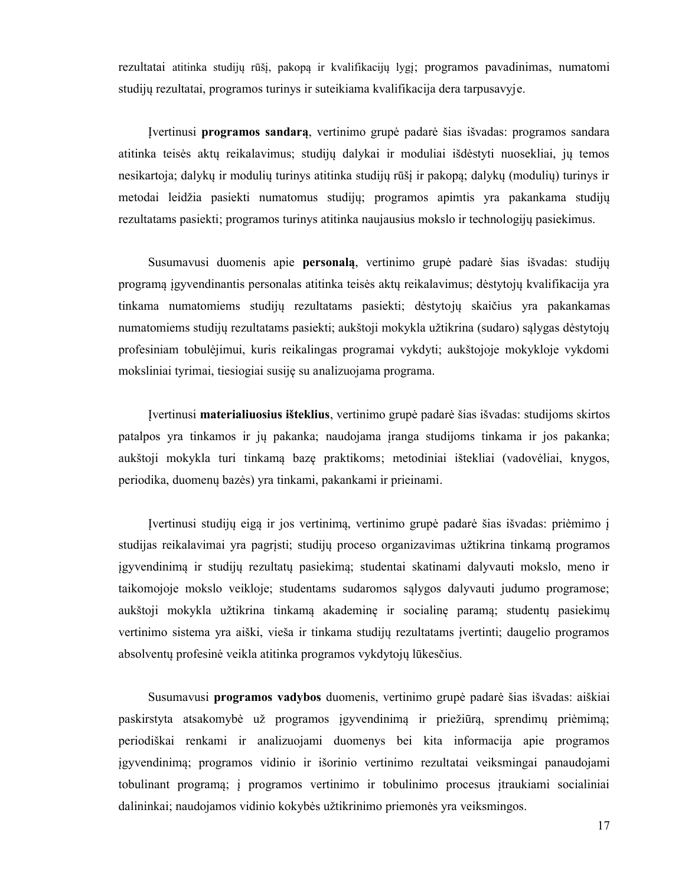rezultatai atitinka studijų rūšį, pakopą ir kvalifikacijų lygį; programos pavadinimas, numatomi studijų rezultatai, programos turinys ir suteikiama kvalifikacija dera tarpusavyje.

Įvertinusi **programos sandarą**, vertinimo grupė padarė šias išvadas: programos sandara atitinka teisės aktų reikalavimus; studijų dalykai ir moduliai išdėstyti nuosekliai, jų temos nesikartoja; dalykų ir modulių turinys atitinka studijų rūšį ir pakopą; dalykų (modulių) turinys ir metodai leidžia pasiekti numatomus studijų; programos apimtis yra pakankama studijų rezultatams pasiekti; programos turinys atitinka naujausius mokslo ir technologijų pasiekimus.

Susumavusi duomenis apie **personalą**, vertinimo grupė padarė šias išvadas: studijų programą įgyvendinantis personalas atitinka teisės aktų reikalavimus; dėstytojų kvalifikacija yra tinkama numatomiems studijų rezultatams pasiekti; dėstytojų skaičius yra pakankamas numatomiems studijų rezultatams pasiekti; aukštoji mokykla užtikrina (sudaro) sąlygas dėstytojų profesiniam tobulėjimui, kuris reikalingas programai vykdyti; aukštojoje mokykloje vykdomi moksliniai tyrimai, tiesiogiai susiję su analizuojama programa.

Įvertinusi **materialiuosius išteklius**, vertinimo grupė padarė šias išvadas: studijoms skirtos patalpos yra tinkamos ir jų pakanka; naudojama įranga studijoms tinkama ir jos pakanka; aukštoji mokykla turi tinkamą bazę praktikoms; metodiniai ištekliai (vadovėliai, knygos, periodika, duomenų bazės) yra tinkami, pakankami ir prieinami.

Įvertinusi studijų eigą ir jos vertinimą, vertinimo grupė padarė šias išvadas: priėmimo į studijas reikalavimai yra pagrįsti; studijų proceso organizavimas užtikrina tinkamą programos įgyvendinimą ir studijų rezultatų pasiekimą; studentai skatinami dalyvauti mokslo, meno ir taikomojoje mokslo veikloje; studentams sudaromos sąlygos dalyvauti judumo programose; aukštoji mokykla užtikrina tinkamą akademinę ir socialinę paramą; studentų pasiekimų vertinimo sistema yra aiški, vieša ir tinkama studijų rezultatams įvertinti; daugelio programos absolventų profesinė veikla atitinka programos vykdytojų lūkesčius.

Susumavusi **programos vadybos** duomenis, vertinimo grupė padarė šias išvadas: aiškiai paskirstyta atsakomybė už programos įgyvendinimą ir priežiūrą, sprendimų priėmimą; periodiškai renkami ir analizuojami duomenys bei kita informacija apie programos įgyvendinimą; programos vidinio ir išorinio vertinimo rezultatai veiksmingai panaudojami tobulinant programą; į programos vertinimo ir tobulinimo procesus įtraukiami socialiniai dalininkai; naudojamos vidinio kokybės užtikrinimo priemonės yra veiksmingos.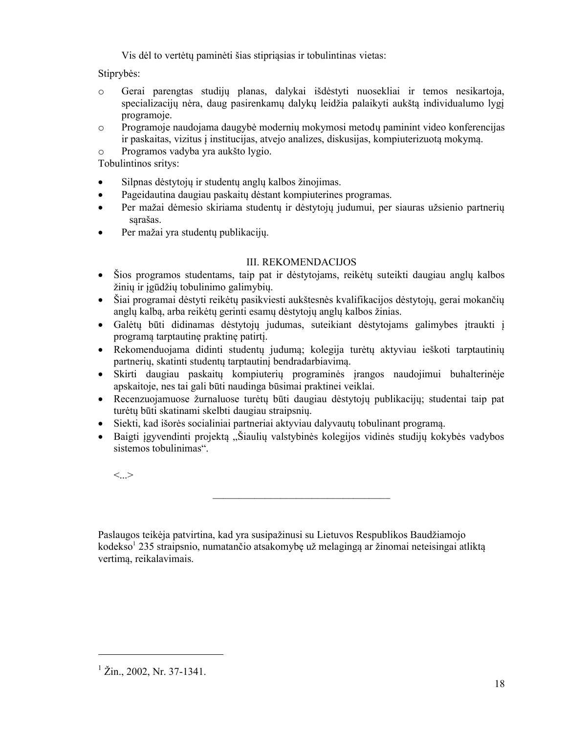Vis dėl to vertėtų paminėti šias stipriąsias ir tobulintinas vietas:

Stiprybės:

- Gerai parengtas studijų planas, dalykai išdėstyti nuosekliai ir temos nesikartoja, specializacijų nėra, daug pasirenkamų dalykų leidžia palaikyti aukštą individualumo lygį programoje.
- Programoje naudojama daugybė modernių mokymosi metodų paminint video konferencijas ir paskaitas, vizitus į institucijas, atvejo analizes, diskusijas, kompiuterizuotą mokymą.
- Programos vadyba yra aukšto lygio.

Tobulintinos sritys:

- Silpnas dėstytojų ir studentų anglų kalbos žinojimas.
- Pageidautina daugiau paskaitų dėstant kompiuterines programas.
- Per mažai dėmesio skiriama studentų ir dėstytojų judumui, per siauras užsienio partnerių sąrašas.
- Per mažai yra studentų publikacijų.

## III. REKOMENDACIJOS

- Šios programos studentams, taip pat ir dėstytojams, reikėtų suteikti daugiau anglų kalbos žinių ir įgūdžių tobulinimo galimybių.
- Šiai programai dėstyti reikėtų pasikviesti aukštesnės kvalifikacijos dėstytojų, gerai mokančių anglų kalbą, arba reikėtų gerinti esamų dėstytojų anglų kalbos žinias.
- Galėtų būti didinamas dėstytojų judumas, suteikiant dėstytojams galimybes įtraukti į programą tarptautinę praktinę patirtį.
- Rekomenduojama didinti studentų judumą; kolegija turėtų aktyviau ieškoti tarptautinių partnerių, skatinti studentų tarptautinį bendradarbiavimą.
- Skirti daugiau paskaitų kompiuterių programinės įrangos naudojimui buhalterinėje apskaitoje, nes tai gali būti naudinga būsimai praktinei veiklai.
- Recenzuojamuose žurnaluose turėtų būti daugiau dėstytojų publikacijų; studentai taip pat turėtų būti skatinami skelbti daugiau straipsnių.
- Siekti, kad išorės socialiniai partneriai aktyviau dalyvautų tobulinant programą.
- Baigti įgyvendinti projektą „Šiaulių valstybinės kolegijos vidinės studijų kokybės vadybos sistemos tobulinimas“.

<...>

---

Paslaugos teikėja patvirtina, kad yra susipažinusi su Lietuvos Respublikos Baudžiamojo kodekso[1] 235 straipsnio, numatančio atsakomybę už melagingą ar žinomai neteisingai atliktą vertimą, reikalavimais.

[1] Žin., 2002, Nr. 37-1341.